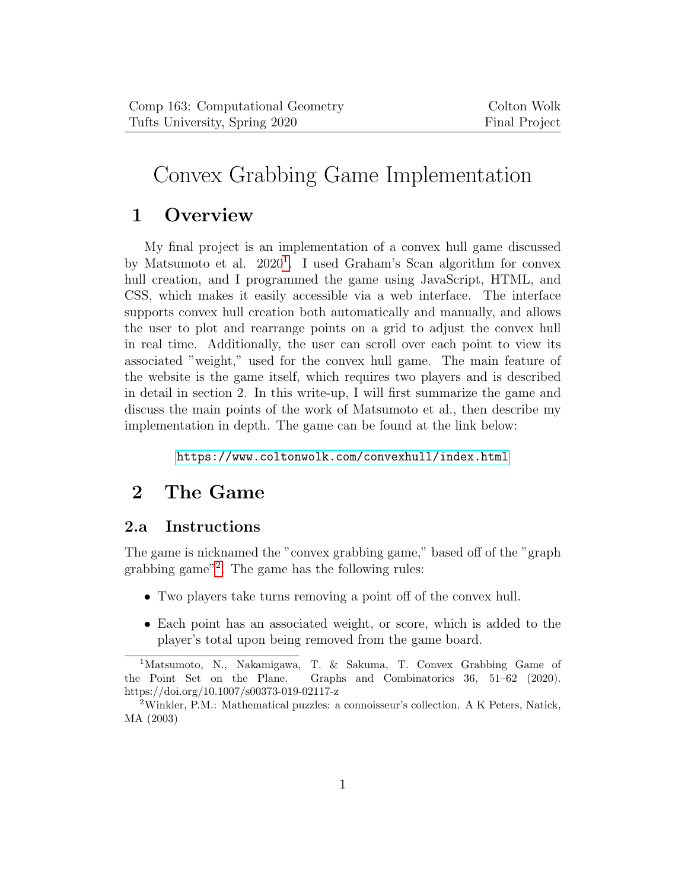# Convex Grabbing Game Implementation

## 1 Overview

My final project is an implementation of a convex hull game discussed by Matsumoto et al. 2020[1]. I used Graham's Scan algorithm for convex hull creation, and I programmed the game using JavaScript, HTML, and CSS, which makes it easily accessible via a web interface. The interface supports convex hull creation both automatically and manually, and allows the user to plot and rearrange points on a grid to adjust the convex hull in real time. Additionally, the user can scroll over each point to view its associated "weight," used for the convex hull game. The main feature of the website is the game itself, which requires two players and is described in detail in section 2. In this write-up, I will first summarize the game and discuss the main points of the work of Matsumoto et al., then describe my implementation in depth. The game can be found at the link below:

https://www.coltonwolk.com/convexhull/index.html

## 2 The Game

### 2.a Instructions

The game is nicknamed the "convex grabbing game," based off of the "graph grabbing game"[2]. The game has the following rules:

- Two players take turns removing a point off of the convex hull.
- Each point has an associated weight, or score, which is added to the player's total upon being removed from the game board.

---

[1] Matsumoto, N., Nakamigawa, T. & Sakuma, T. Convex Grabbing Game of the Point Set on the Plane. Graphs and Combinatorics 36, 51–62 (2020). https://doi.org/10.1007/s00373-019-02117-z

[2] Winkler, P.M.: Mathematical puzzles: a connoisseur's collection. A K Peters, Natick, MA (2003)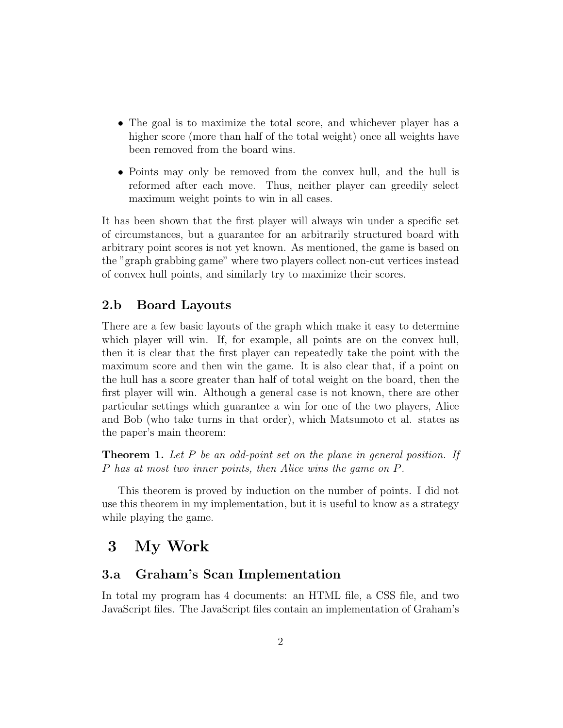- The goal is to maximize the total score, and whichever player has a higher score (more than half of the total weight) once all weights have been removed from the board wins.
- Points may only be removed from the convex hull, and the hull is reformed after each move. Thus, neither player can greedily select maximum weight points to win in all cases.

It has been shown that the first player will always win under a specific set of circumstances, but a guarantee for an arbitrarily structured board with arbitrary point scores is not yet known. As mentioned, the game is based on the "graph grabbing game" where two players collect non-cut vertices instead of convex hull points, and similarly try to maximize their scores.

## 2.b Board Layouts

There are a few basic layouts of the graph which make it easy to determine which player will win. If, for example, all points are on the convex hull, then it is clear that the first player can repeatedly take the point with the maximum score and then win the game. It is also clear that, if a point on the hull has a score greater than half of total weight on the board, then the first player will win. Although a general case is not known, there are other particular settings which guarantee a win for one of the two players, Alice and Bob (who take turns in that order), which Matsumoto et al. states as the paper's main theorem:

**Theorem 1.** *Let $P$ be an odd-point set on the plane in general position. If $P$ has at most two inner points, then Alice wins the game on $P$.*

This theorem is proved by induction on the number of points. I did not use this theorem in my implementation, but it is useful to know as a strategy while playing the game.

# 3 My Work

## 3.a Graham's Scan Implementation

In total my program has 4 documents: an HTML file, a CSS file, and two JavaScript files. The JavaScript files contain an implementation of Graham's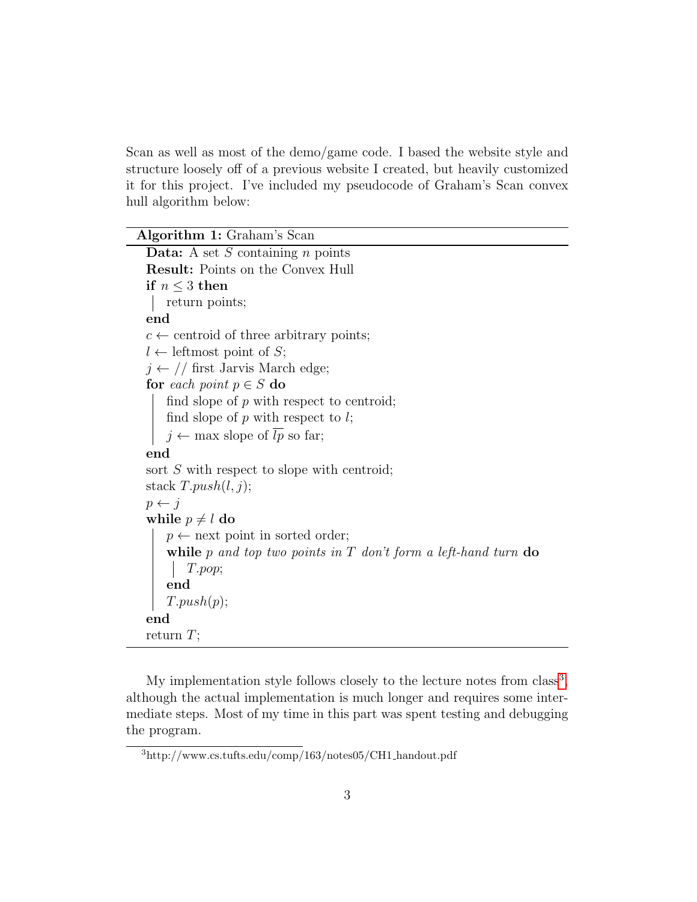Scan as well as most of the demo/game code. I based the website style and structure loosely off of a previous website I created, but heavily customized it for this project. I've included my pseudocode of Graham's Scan convex hull algorithm below:

**Algorithm 1:** Graham's Scan

```
Data: A set S containing n points
Result: Points on the Convex Hull
if n ≤ 3 then
    return points;
end
c ← centroid of three arbitrary points;
l ← leftmost point of S;
j ← // first Jarvis March edge;
for each point p ∈ S do
    find slope of p with respect to centroid;
    find slope of p with respect to l;
    j ← max slope of lp so far;
end
sort S with respect to slope with centroid;
stack T.push(l, j);
p ← j
while p ≠ l do
    p ← next point in sorted order;
    while p and top two points in T don't form a left-hand turn do
        T.pop;
    end
    T.push(p);
end
return T;
```

My implementation style follows closely to the lecture notes from class[3], although the actual implementation is much longer and requires some intermediate steps. Most of my time in this part was spent testing and debugging the program.

[3] http://www.cs.tufts.edu/comp/163/notes05/CH1_handout.pdf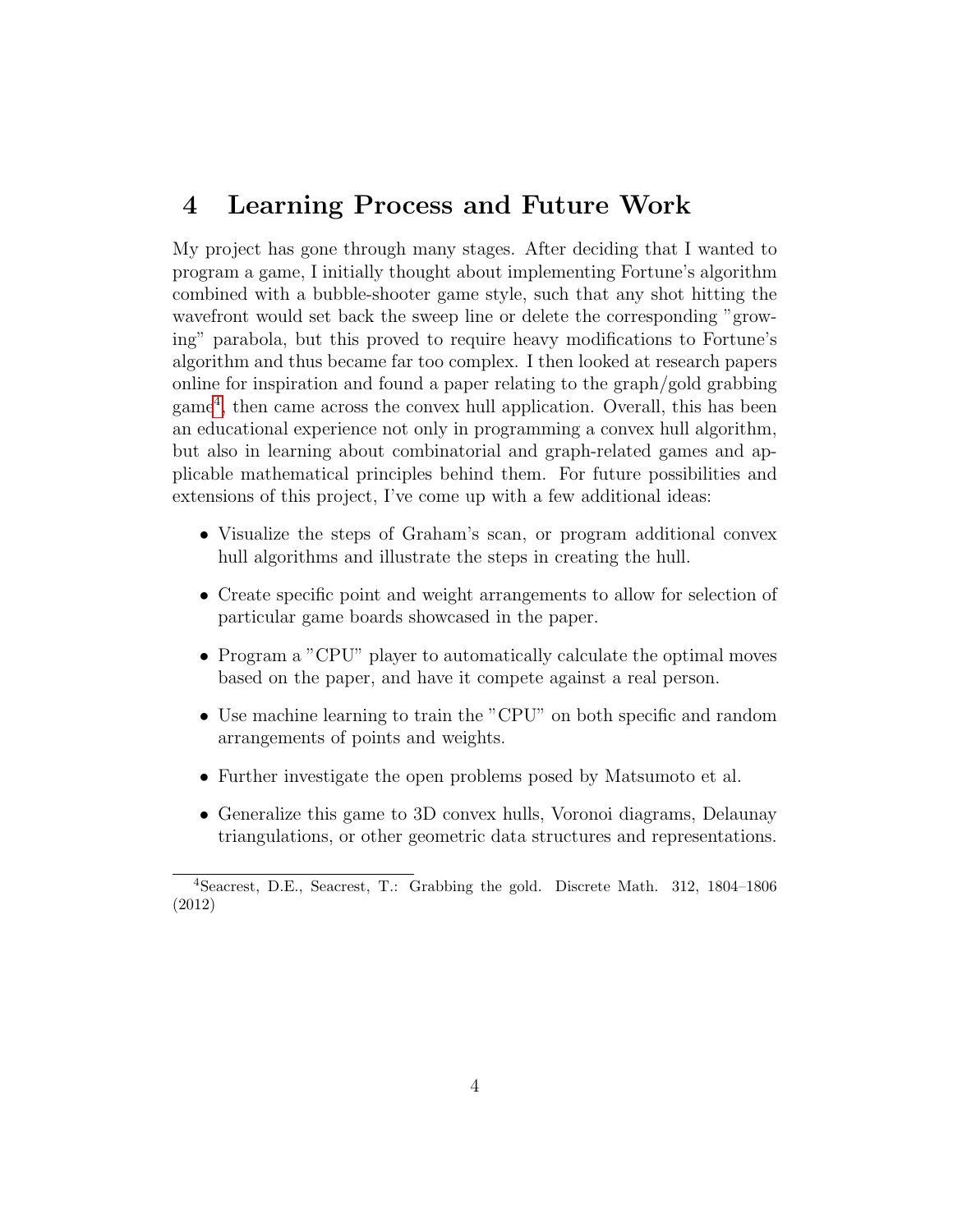## 4 Learning Process and Future Work

My project has gone through many stages. After deciding that I wanted to program a game, I initially thought about implementing Fortune's algorithm combined with a bubble-shooter game style, such that any shot hitting the wavefront would set back the sweep line or delete the corresponding "growing" parabola, but this proved to require heavy modifications to Fortune's algorithm and thus became far too complex. I then looked at research papers online for inspiration and found a paper relating to the graph/gold grabbing game[4], then came across the convex hull application. Overall, this has been an educational experience not only in programming a convex hull algorithm, but also in learning about combinatorial and graph-related games and applicable mathematical principles behind them. For future possibilities and extensions of this project, I've come up with a few additional ideas:

- Visualize the steps of Graham's scan, or program additional convex hull algorithms and illustrate the steps in creating the hull.
- Create specific point and weight arrangements to allow for selection of particular game boards showcased in the paper.
- Program a "CPU" player to automatically calculate the optimal moves based on the paper, and have it compete against a real person.
- Use machine learning to train the "CPU" on both specific and random arrangements of points and weights.
- Further investigate the open problems posed by Matsumoto et al.
- Generalize this game to 3D convex hulls, Voronoi diagrams, Delaunay triangulations, or other geometric data structures and representations.

[4] Seacrest, D.E., Seacrest, T.: Grabbing the gold. Discrete Math. 312, 1804–1806 (2012)